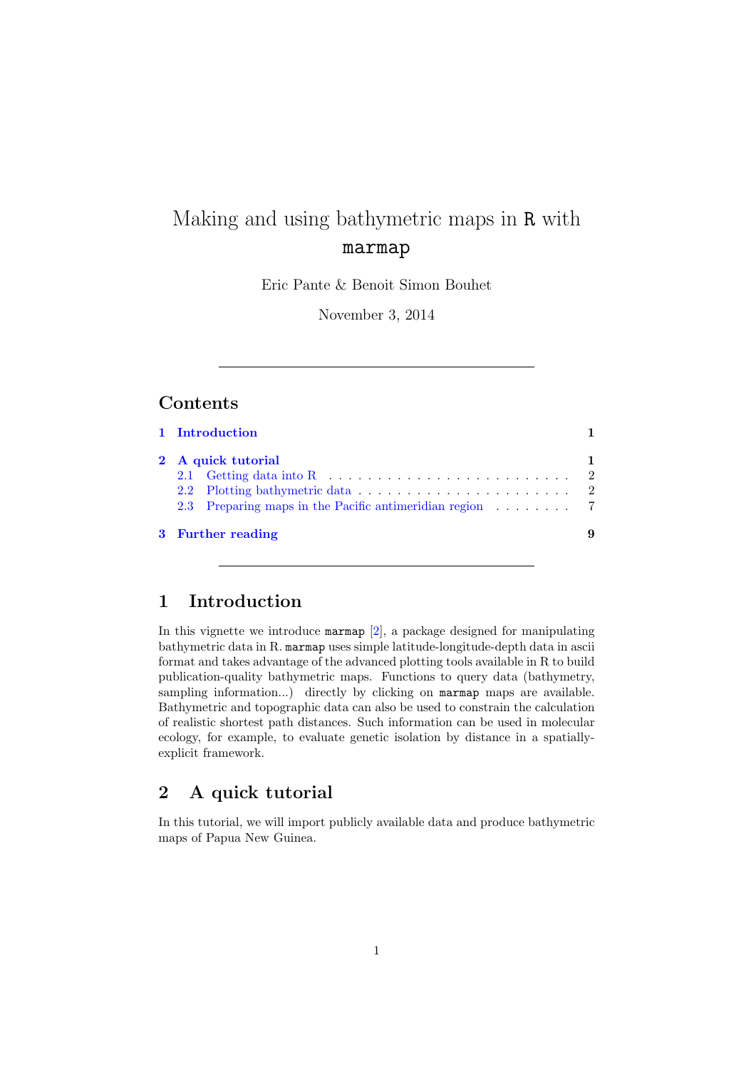# Making and using bathymetric maps in R with marmap

Eric Pante & Benoit Simon Bouhet

November 3, 2014

---

## Contents

1 Introduction ..... 1

2 A quick tutorial ..... 1
- 2.1 Getting data into R ..... 2
- 2.2 Plotting bathymetric data ..... 2
- 2.3 Preparing maps in the Pacific antimeridian region ..... 7

3 Further reading ..... 9

---

## 1 Introduction

In this vignette we introduce `marmap` [2], a package designed for manipulating bathymetric data in R. `marmap` uses simple latitude-longitude-depth data in ascii format and takes advantage of the advanced plotting tools available in R to build publication-quality bathymetric maps. Functions to query data (bathymetry, sampling information...) directly by clicking on `marmap` maps are available. Bathymetric and topographic data can also be used to constrain the calculation of realistic shortest path distances. Such information can be used in molecular ecology, for example, to evaluate genetic isolation by distance in a spatially-explicit framework.

## 2 A quick tutorial

In this tutorial, we will import publicly available data and produce bathymetric maps of Papua New Guinea.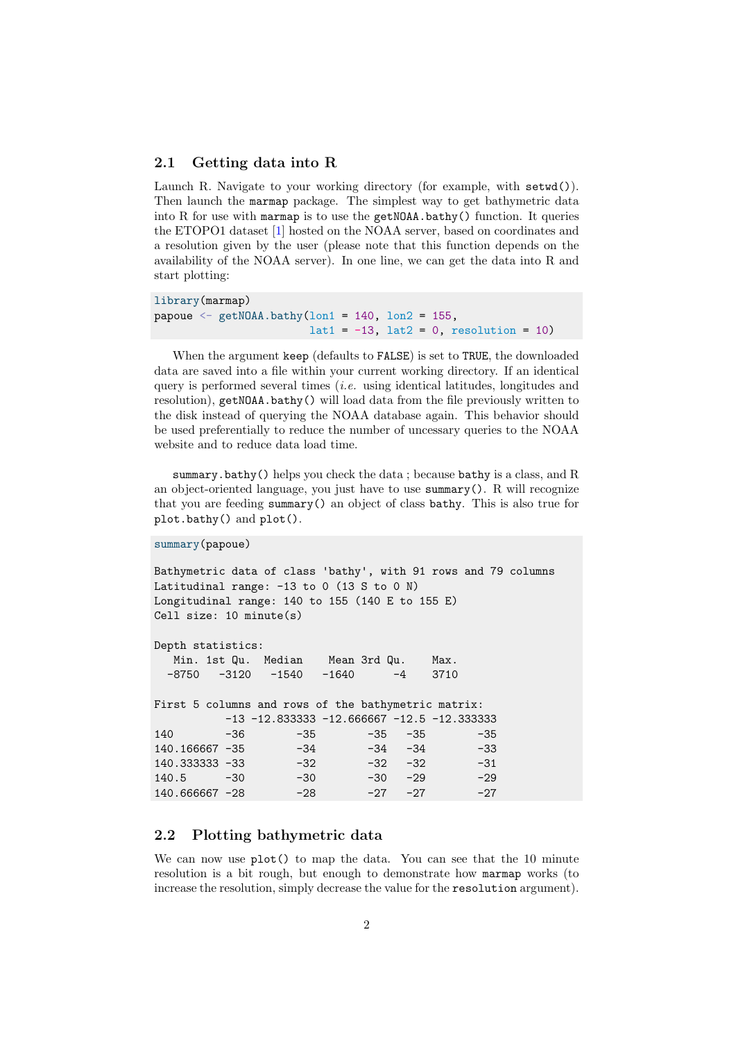## 2.1 Getting data into R

Launch R. Navigate to your working directory (for example, with `setwd()`). Then launch the `marmap` package. The simplest way to get bathymetric data into R for use with `marmap` is to use the `getNOAA.bathy()` function. It queries the ETOPO1 dataset [1] hosted on the NOAA server, based on coordinates and a resolution given by the user (please note that this function depends on the availability of the NOAA server). In one line, we can get the data into R and start plotting:

```
library(marmap)
papoue <- getNOAA.bathy(lon1 = 140, lon2 = 155,
                        lat1 = -13, lat2 = 0, resolution = 10)
```

When the argument `keep` (defaults to `FALSE`) is set to `TRUE`, the downloaded data are saved into a file within your current working directory. If an identical query is performed several times (*i.e.* using identical latitudes, longitudes and resolution), `getNOAA.bathy()` will load data from the file previously written to the disk instead of querying the NOAA database again. This behavior should be used preferentially to reduce the number of uncessary queries to the NOAA website and to reduce data load time.

`summary.bathy()` helps you check the data ; because `bathy` is a class, and R an object-oriented language, you just have to use `summary()`. R will recognize that you are feeding `summary()` an object of class `bathy`. This is also true for `plot.bathy()` and `plot()`.

```
summary(papoue)

Bathymetric data of class 'bathy', with 91 rows and 79 columns
Latitudinal range: -13 to 0 (13 S to 0 N)
Longitudinal range: 140 to 155 (140 E to 155 E)
Cell size: 10 minute(s)

Depth statistics:
   Min. 1st Qu.  Median    Mean 3rd Qu.    Max.
  -8750   -3120   -1540   -1640      -4    3710

First 5 columns and rows of the bathymetric matrix:
           -13 -12.833333 -12.666667 -12.5 -12.333333
140        -36        -35        -35   -35        -35
140.166667 -35        -34        -34   -34        -33
140.333333 -33        -32        -32   -32        -31
140.5      -30        -30        -30   -29        -29
140.666667 -28        -28        -27   -27        -27
```

## 2.2 Plotting bathymetric data

We can now use `plot()` to map the data. You can see that the 10 minute resolution is a bit rough, but enough to demonstrate how `marmap` works (to increase the resolution, simply decrease the value for the `resolution` argument).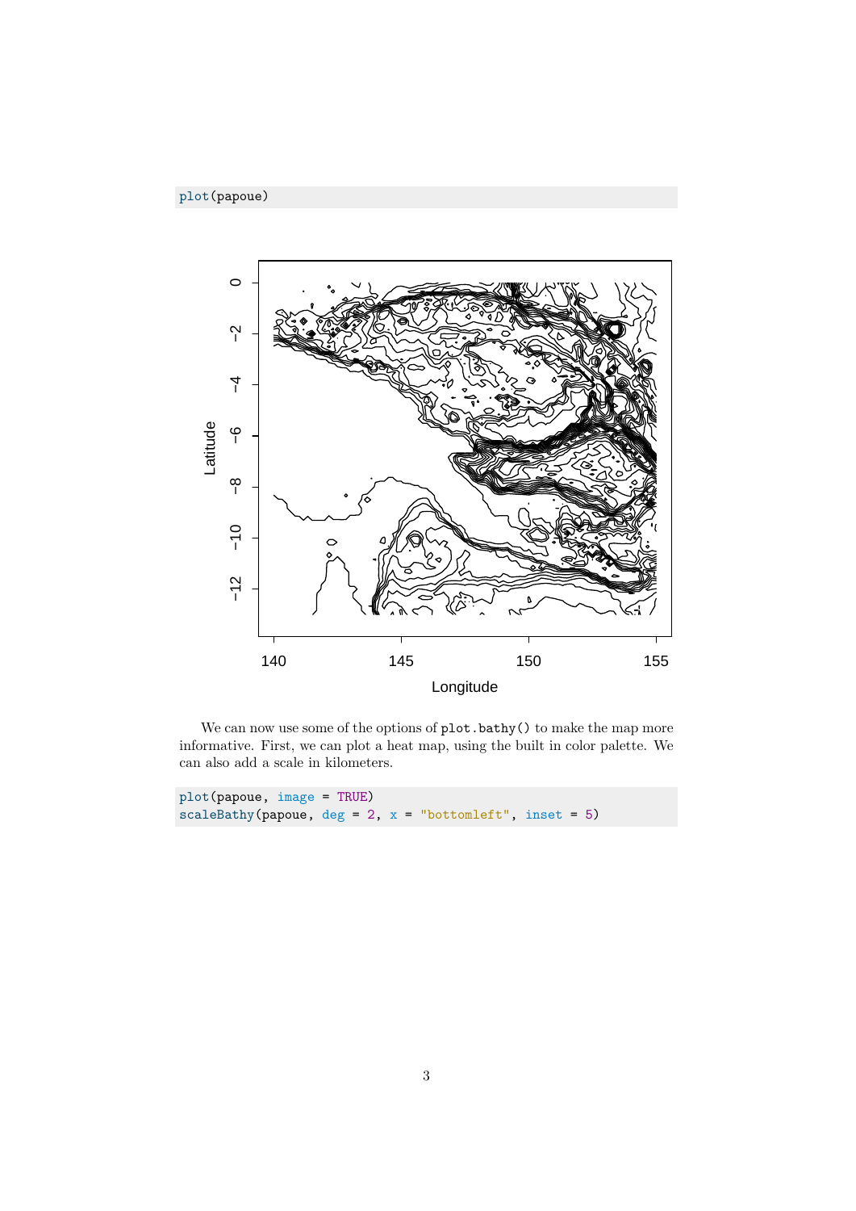```
plot(papoue)
```

We can now use some of the options of `plot.bathy()` to make the map more informative. First, we can plot a heat map, using the built in color palette. We can also add a scale in kilometers.

```
plot(papoue, image = TRUE)
scaleBathy(papoue, deg = 2, x = "bottomleft", inset = 5)
```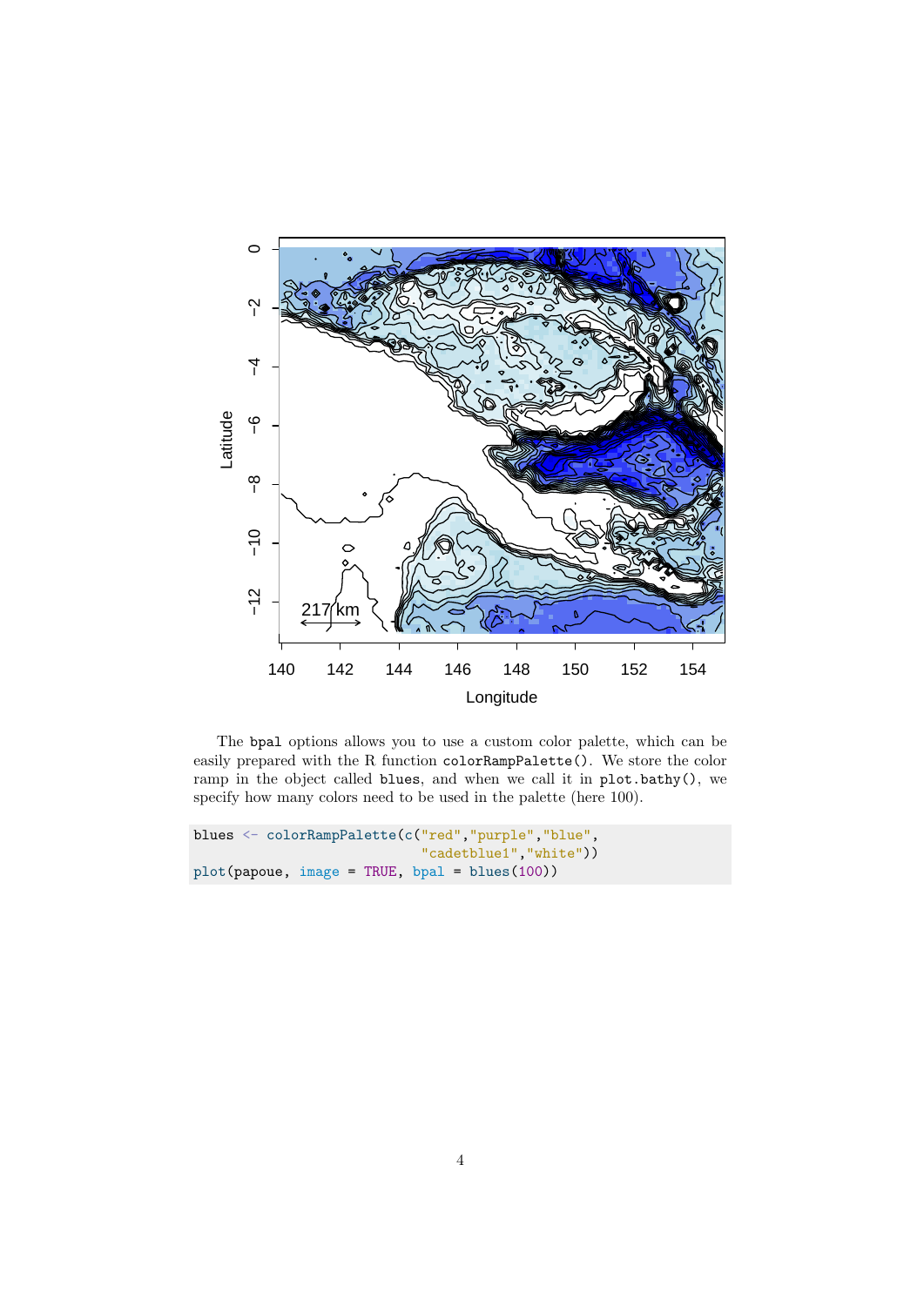The bpal options allows you to use a custom color palette, which can be easily prepared with the R function colorRampPalette(). We store the color ramp in the object called blues, and when we call it in plot.bathy(), we specify how many colors need to be used in the palette (here 100).

```
blues <- colorRampPalette(c("red","purple","blue",
                            "cadetblue1","white"))
plot(papoue, image = TRUE, bpal = blues(100))
```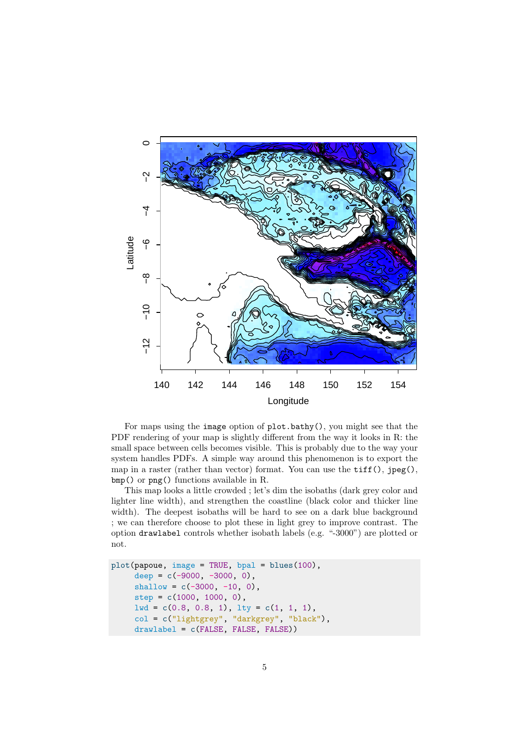For maps using the `image` option of `plot.bathy()`, you might see that the PDF rendering of your map is slightly different from the way it looks in R: the small space between cells becomes visible. This is probably due to the way your system handles PDFs. A simple way around this phenomenon is to export the map in a raster (rather than vector) format. You can use the `tiff()`, `jpeg()`, `bmp()` or `png()` functions available in R.

This map looks a little crowded ; let's dim the isobaths (dark grey color and lighter line width), and strengthen the coastline (black color and thicker line width). The deepest isobaths will be hard to see on a dark blue background ; we can therefore choose to plot these in light grey to improve contrast. The option `drawlabel` controls whether isobath labels (e.g. "-3000") are plotted or not.

```
plot(papoue, image = TRUE, bpal = blues(100),
     deep = c(-9000, -3000, 0),
     shallow = c(-3000, -10, 0),
     step = c(1000, 1000, 0),
     lwd = c(0.8, 0.8, 1), lty = c(1, 1, 1),
     col = c("lightgrey", "darkgrey", "black"),
     drawlabel = c(FALSE, FALSE, FALSE))
```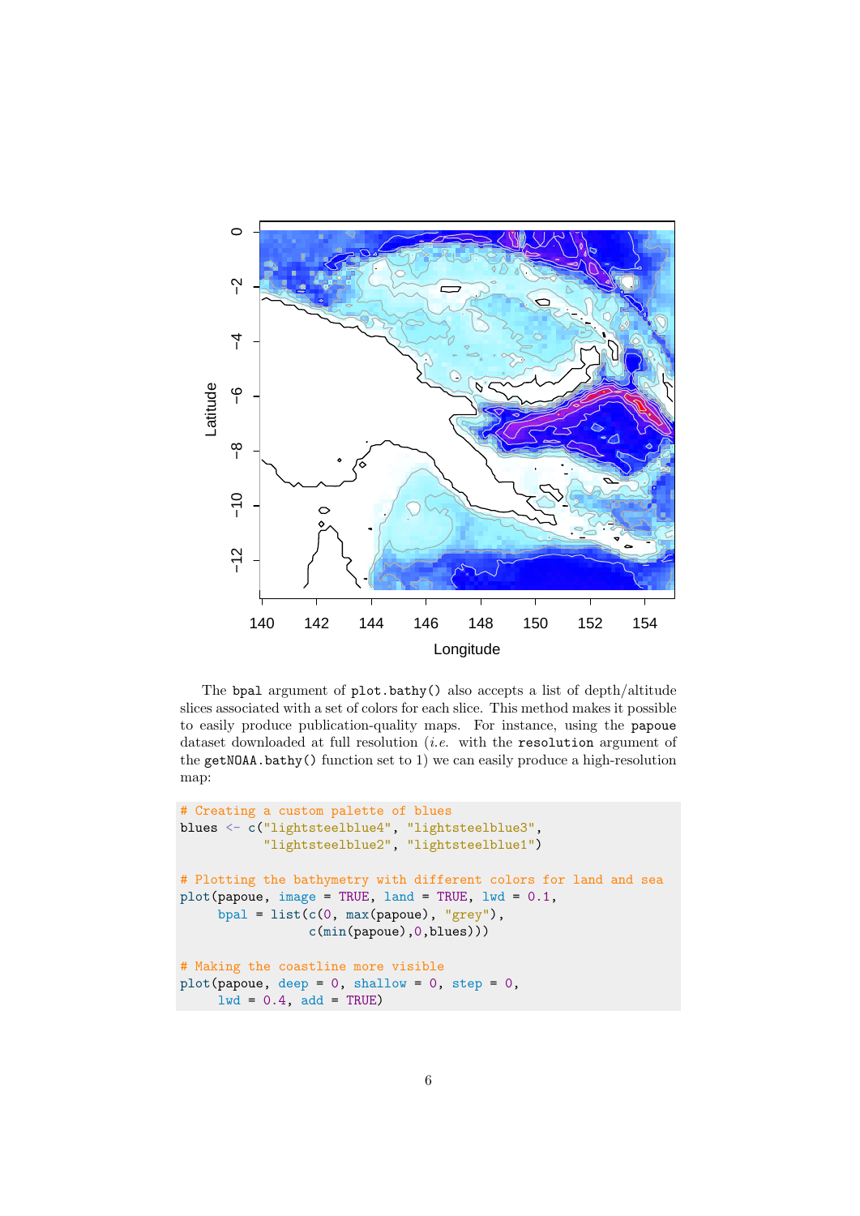The bpal argument of plot.bathy() also accepts a list of depth/altitude slices associated with a set of colors for each slice. This method makes it possible to easily produce publication-quality maps. For instance, using the papoue dataset downloaded at full resolution (*i.e.* with the resolution argument of the getNOAA.bathy() function set to 1) we can easily produce a high-resolution map:

```
# Creating a custom palette of blues
blues <- c("lightsteelblue4", "lightsteelblue3",
           "lightsteelblue2", "lightsteelblue1")

# Plotting the bathymetry with different colors for land and sea
plot(papoue, image = TRUE, land = TRUE, lwd = 0.1,
     bpal = list(c(0, max(papoue), "grey"),
                 c(min(papoue),0,blues)))

# Making the coastline more visible
plot(papoue, deep = 0, shallow = 0, step = 0,
     lwd = 0.4, add = TRUE)
```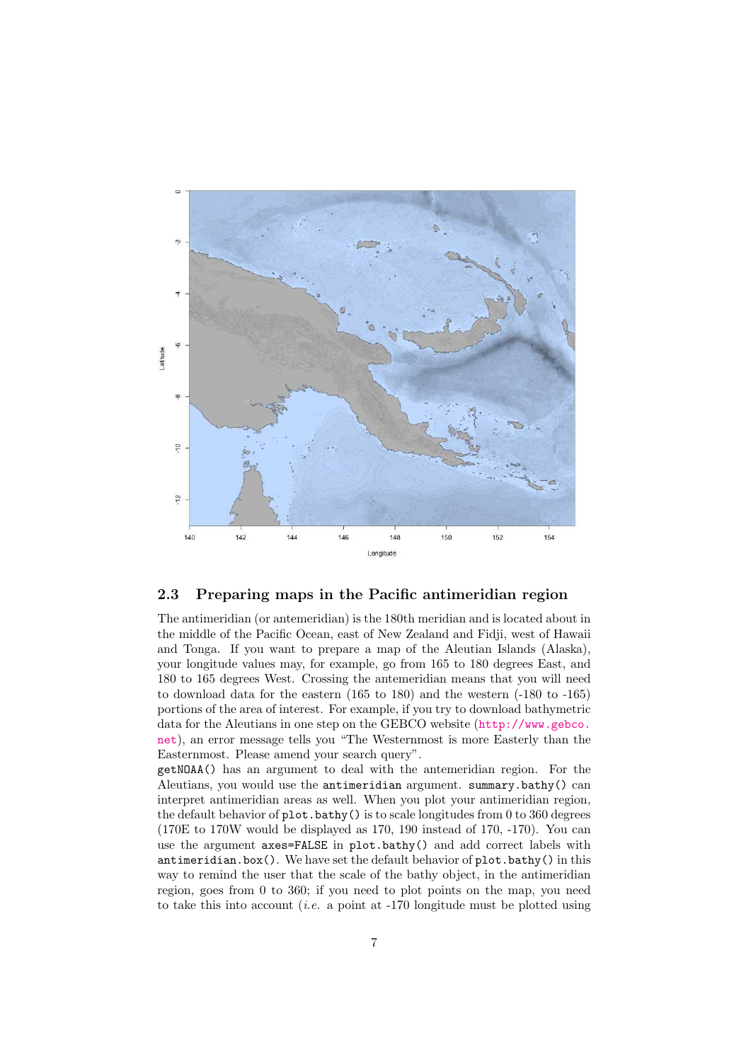## 2.3 Preparing maps in the Pacific antimeridian region

The antimeridian (or antemeridian) is the 180th meridian and is located about in the middle of the Pacific Ocean, east of New Zealand and Fidji, west of Hawaii and Tonga. If you want to prepare a map of the Aleutian Islands (Alaska), your longitude values may, for example, go from 165 to 180 degrees East, and 180 to 165 degrees West. Crossing the antemeridian means that you will need to download data for the eastern (165 to 180) and the western (-180 to -165) portions of the area of interest. For example, if you try to download bathymetric data for the Aleutians in one step on the GEBCO website (http://www.gebco.net), an error message tells you "The Westernmost is more Easterly than the Easternmost. Please amend your search query".

getNOAA() has an argument to deal with the antemeridian region. For the Aleutians, you would use the antimeridian argument. summary.bathy() can interpret antimeridian areas as well. When you plot your antimeridian region, the default behavior of plot.bathy() is to scale longitudes from 0 to 360 degrees (170E to 170W would be displayed as 170, 190 instead of 170, -170). You can use the argument axes=FALSE in plot.bathy() and add correct labels with antimeridian.box(). We have set the default behavior of plot.bathy() in this way to remind the user that the scale of the bathy object, in the antimeridian region, goes from 0 to 360; if you need to plot points on the map, you need to take this into account (*i.e.* a point at -170 longitude must be plotted using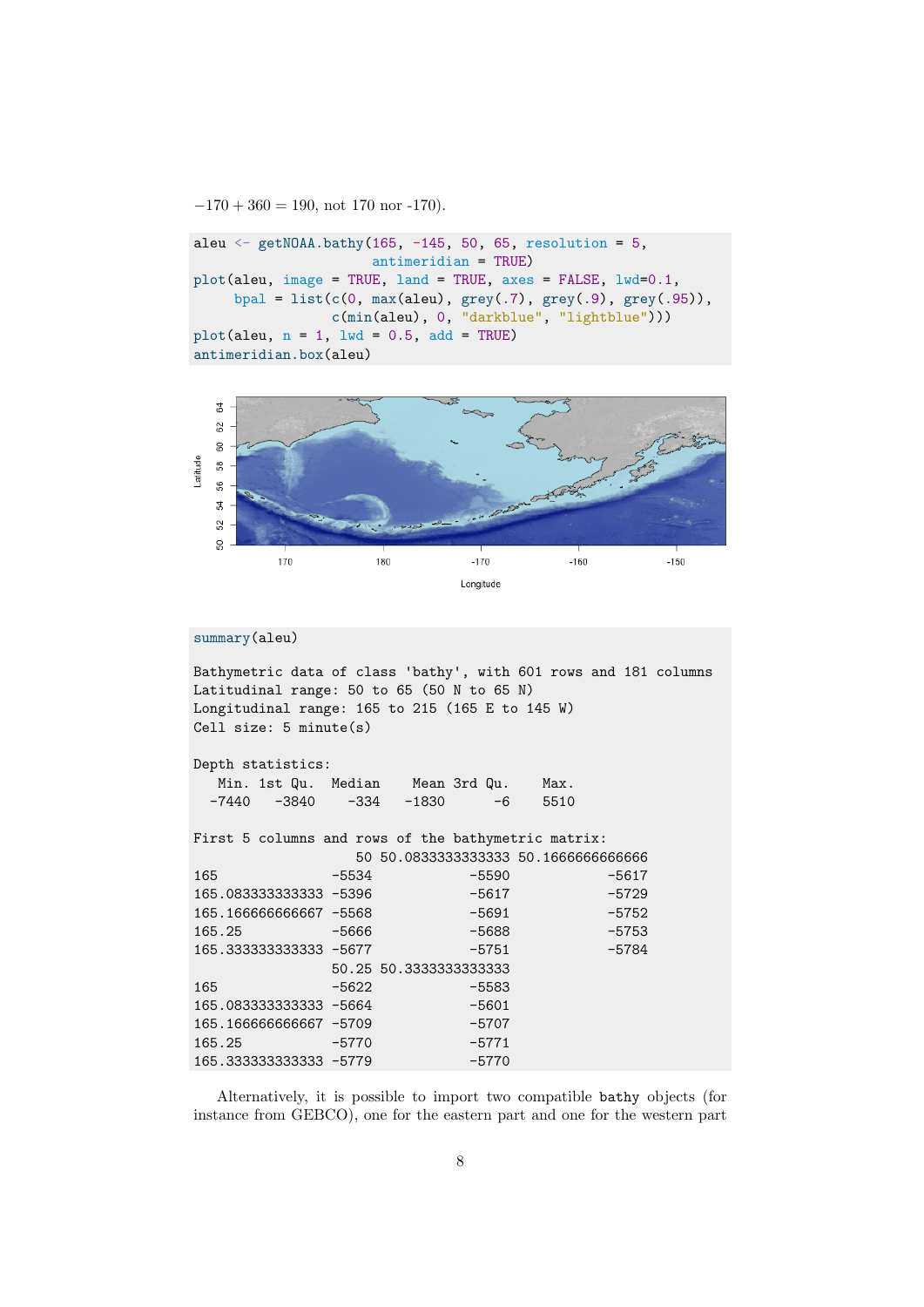$-170 + 360 = 190$, not 170 nor -170).

```
aleu <- getNOAA.bathy(165, -145, 50, 65, resolution = 5,
                      antimeridian = TRUE)
plot(aleu, image = TRUE, land = TRUE, axes = FALSE, lwd=0.1,
     bpal = list(c(0, max(aleu), grey(.7), grey(.9), grey(.95)),
                 c(min(aleu), 0, "darkblue", "lightblue")))
plot(aleu, n = 1, lwd = 0.5, add = TRUE)
antimeridian.box(aleu)
```

```
summary(aleu)

Bathymetric data of class 'bathy', with 601 rows and 181 columns
Latitudinal range: 50 to 65 (50 N to 65 N)
Longitudinal range: 165 to 215 (165 E to 145 W)
Cell size: 5 minute(s)

Depth statistics:
   Min. 1st Qu.  Median    Mean 3rd Qu.    Max.
  -7440   -3840    -334   -1830      -6    5510

First 5 columns and rows of the bathymetric matrix:
                    50 50.0833333333333 50.1666666666666
165              -5534            -5590            -5617
165.083333333333 -5396            -5617            -5729
165.166666666667 -5568            -5691            -5752
165.25           -5666            -5688            -5753
165.333333333333 -5677            -5751            -5784
                 50.25 50.3333333333333
165              -5622            -5583
165.083333333333 -5664            -5601
165.166666666667 -5709            -5707
165.25           -5770            -5771
165.333333333333 -5779            -5770
```

Alternatively, it is possible to import two compatible bathy objects (for instance from GEBCO), one for the eastern part and one for the western part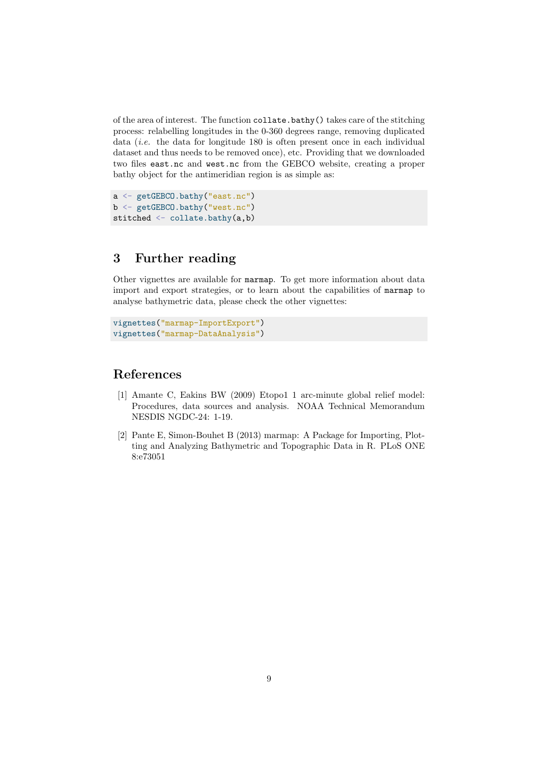of the area of interest. The function `collate.bathy()` takes care of the stitching process: relabelling longitudes in the 0-360 degrees range, removing duplicated data (*i.e.* the data for longitude 180 is often present once in each individual dataset and thus needs to be removed once), etc. Providing that we downloaded two files `east.nc` and `west.nc` from the GEBCO website, creating a proper bathy object for the antimeridian region is as simple as:

```
a <- getGEBCO.bathy("east.nc")
b <- getGEBCO.bathy("west.nc")
stitched <- collate.bathy(a,b)
```

# 3 Further reading

Other vignettes are available for `marmap`. To get more information about data import and export strategies, or to learn about the capabilities of `marmap` to analyse bathymetric data, please check the other vignettes:

```
vignettes("marmap-ImportExport")
vignettes("marmap-DataAnalysis")
```

# References

[1] Amante C, Eakins BW (2009) Etopo1 1 arc-minute global relief model: Procedures, data sources and analysis. NOAA Technical Memorandum NESDIS NGDC-24: 1-19.

[2] Pante E, Simon-Bouhet B (2013) marmap: A Package for Importing, Plotting and Analyzing Bathymetric and Topographic Data in R. PLoS ONE 8:e73051